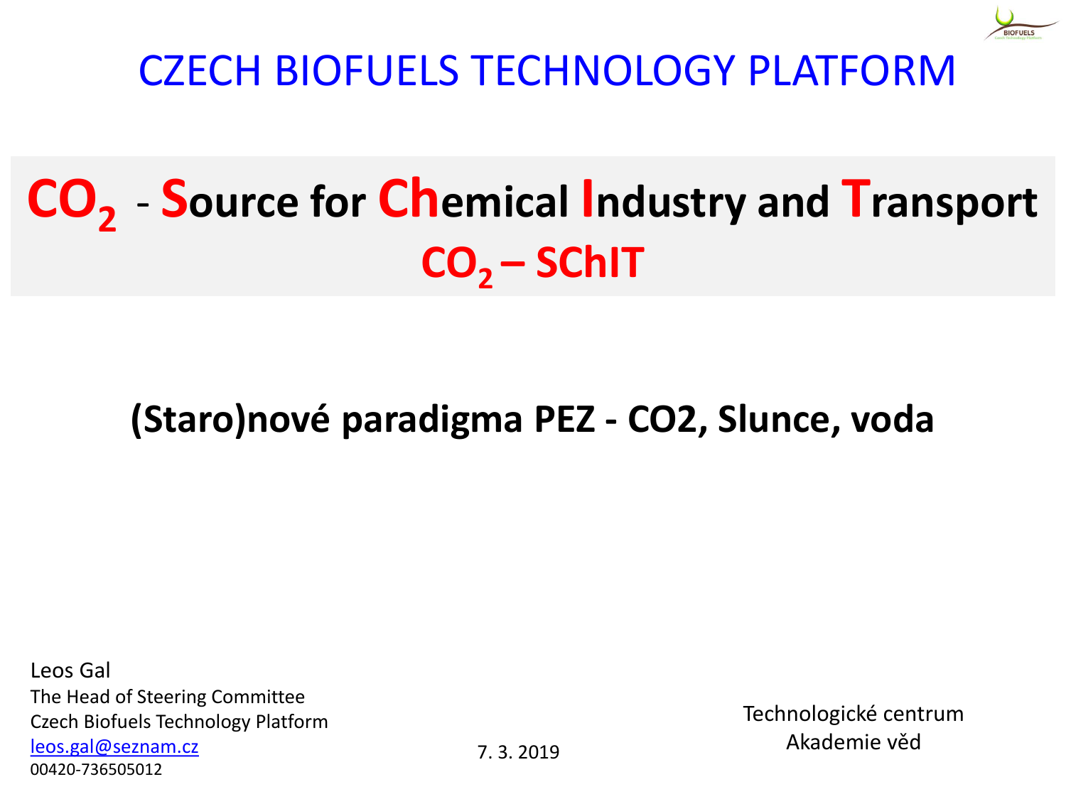# CZECH BIOFUELS TECHNOLOGY PLATFORM

# $CO_2$ - Source for Chemical Industry and Transport

## $CO_2$ – SChIT

**(Staro)nové paradigma PEZ - CO2, Slunce, voda**

Leos Gal
The Head of Steering Committee
Czech Biofuels Technology Platform
leos.gal@seznam.cz
00420-736505012

7. 3. 2019

Technologické centrum
Akademie věd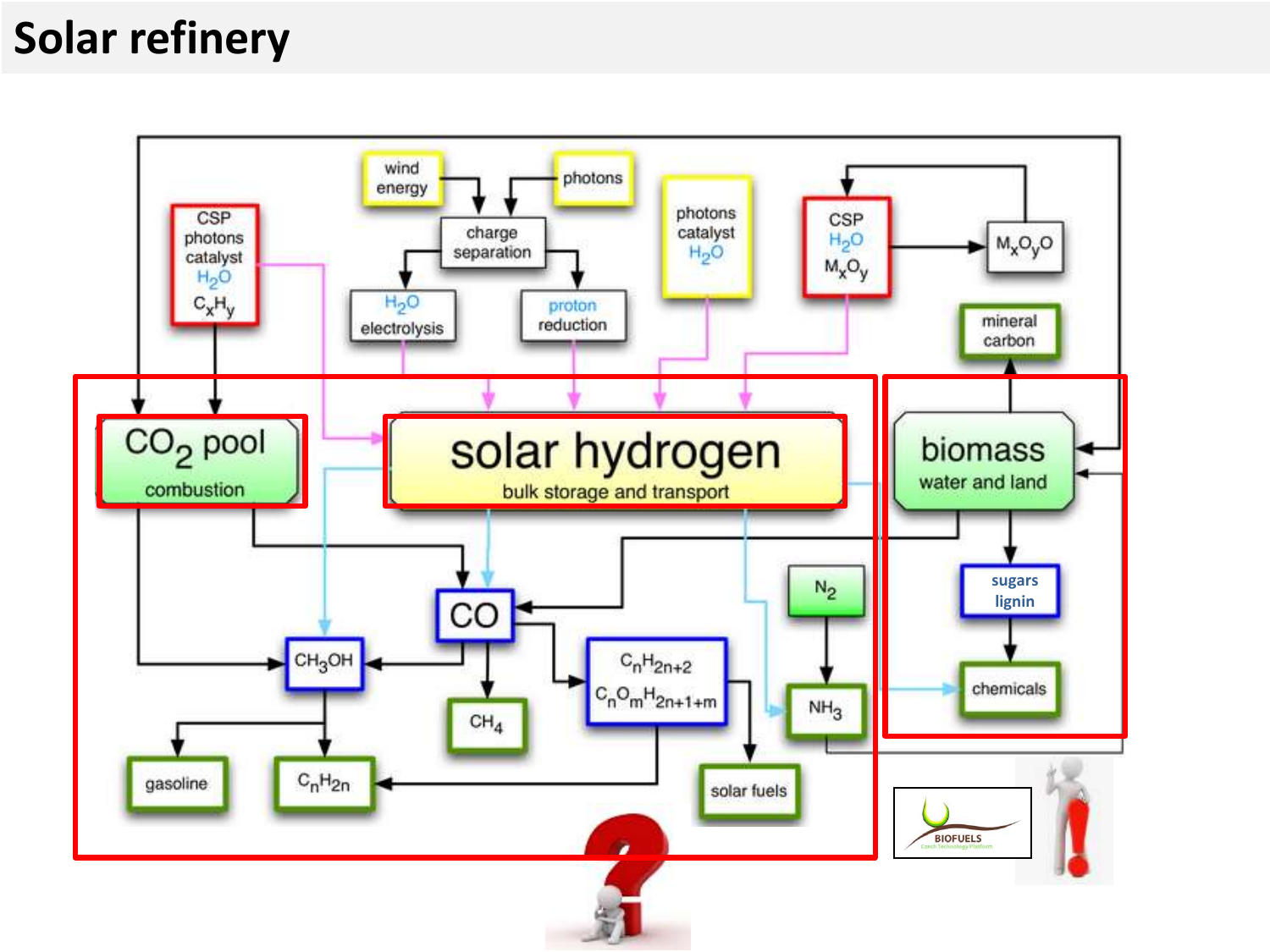# Solar refinery

CSP photons catalyst $H_2O$ $C_xH_y$

wind energy

photons

charge separation

$H_2O$ electrolysis

proton reduction

photons catalyst $H_2O$

CSP $H_2O$ $M_xO_y$

$M_xO_yO$

mineral carbon

$CO_2$ pool
combustion

solar hydrogen
bulk storage and transport

biomass
water and land

CO

$CH_3OH$

$CH_4$

$C_nH_{2n+2}$
$C_nO_mH_{2n+1+m}$

$N_2$

$NH_3$

sugars lignin

chemicals

gasoline

$C_nH_{2n}$

solar fuels

BIOFUELS
Czech Technology Platform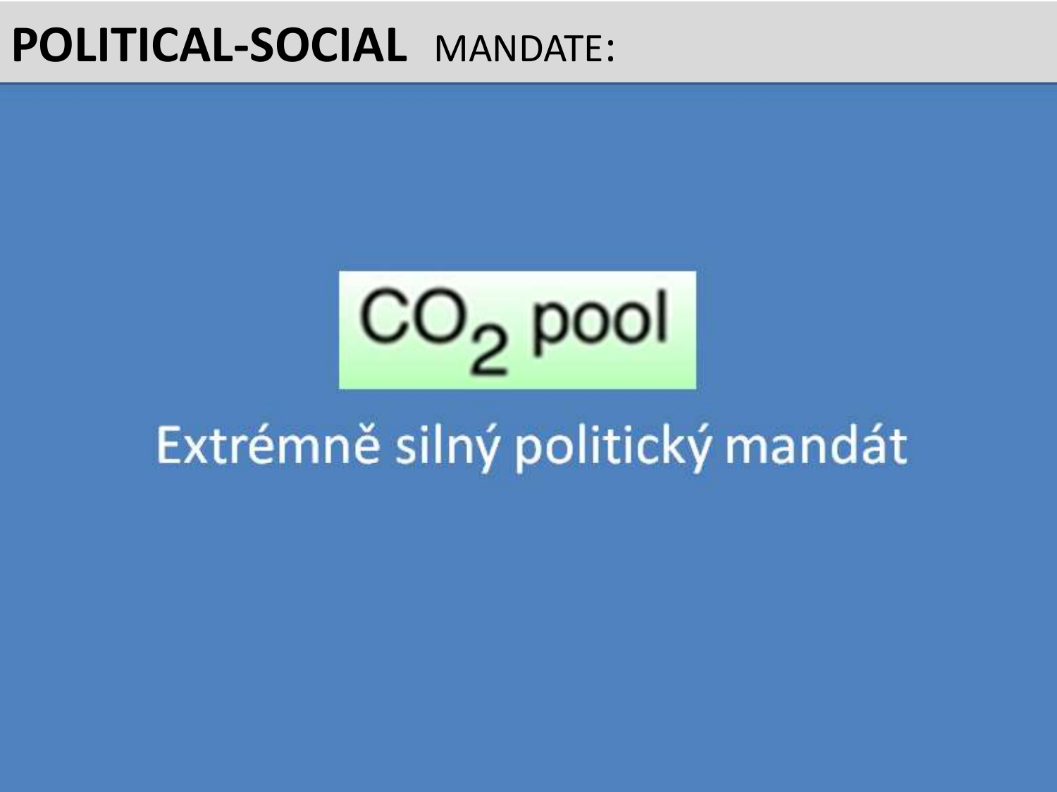# **POLITICAL-SOCIAL** MANDATE:

$CO_2$ pool

Extrémně silný politický mandát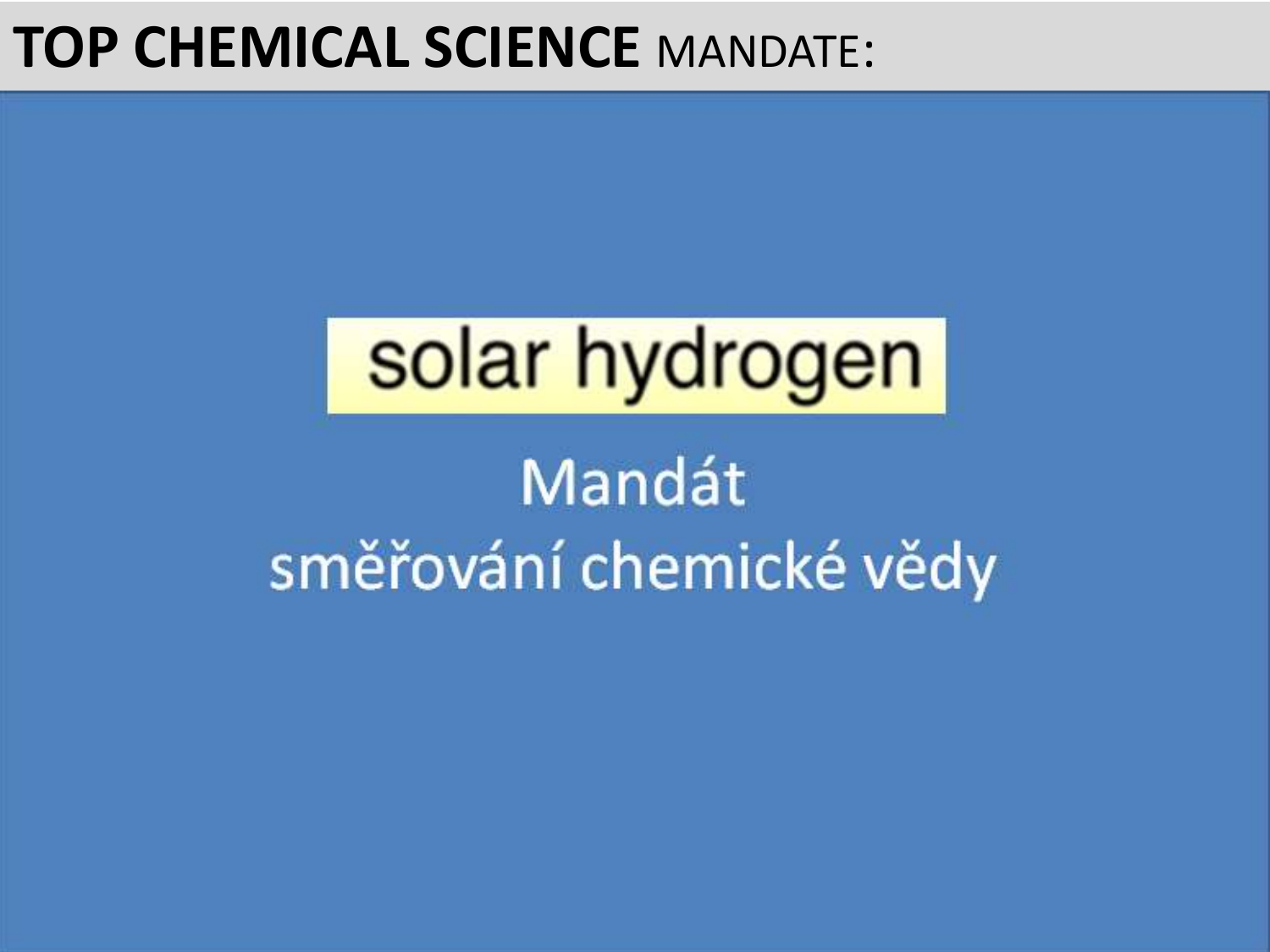# **TOP CHEMICAL SCIENCE** MANDATE:

solar hydrogen

Mandát
směřování chemické vědy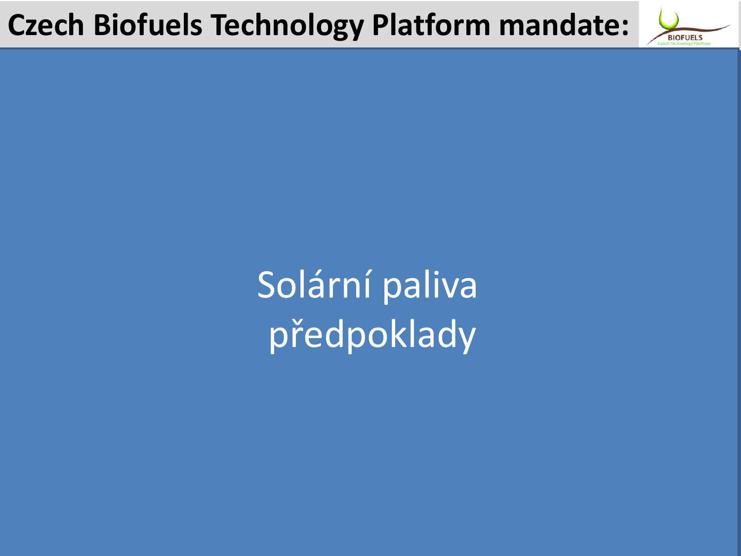# Czech Biofuels Technology Platform mandate:

Solární paliva
předpoklady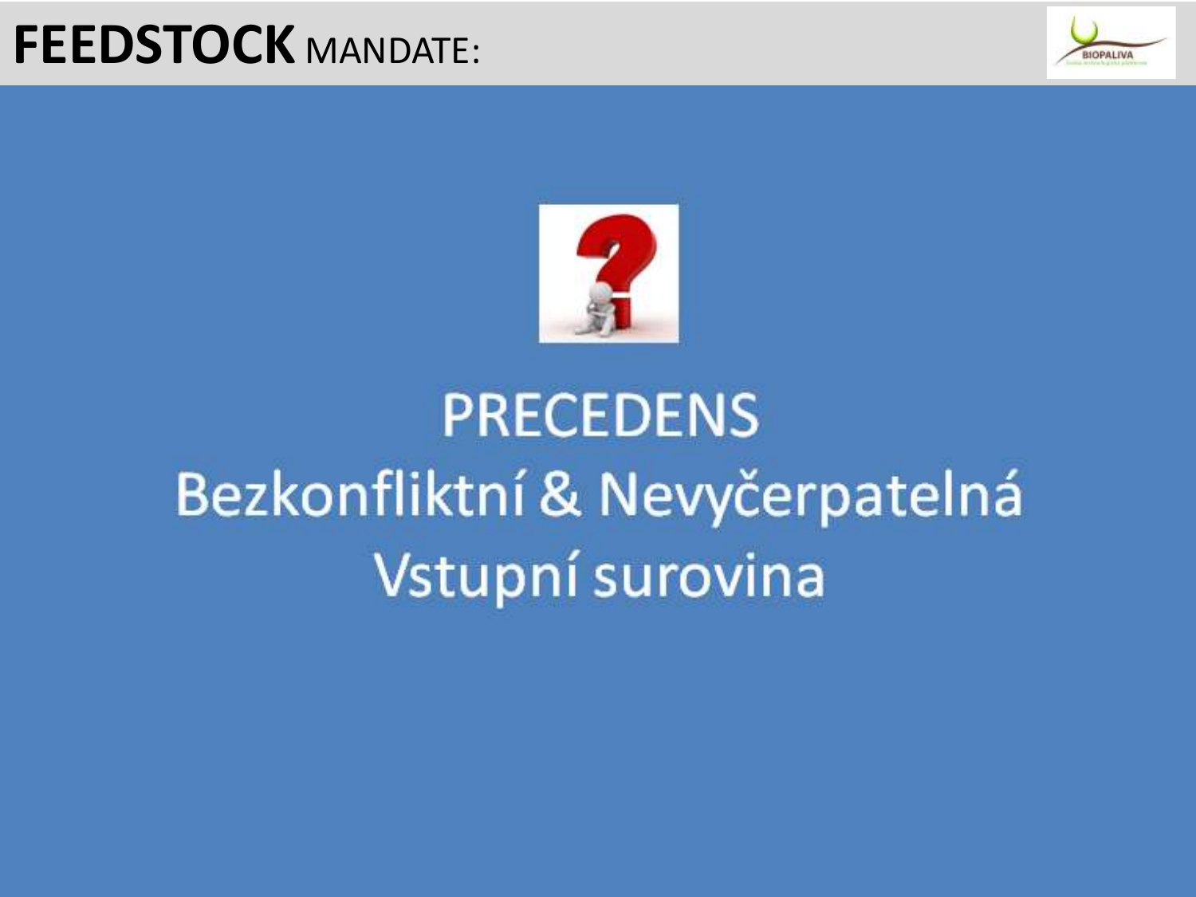# **FEEDSTOCK** MANDATE:

PRECEDENS

Bezkonfliktní & Nevyčerpatelná

Vstupní surovina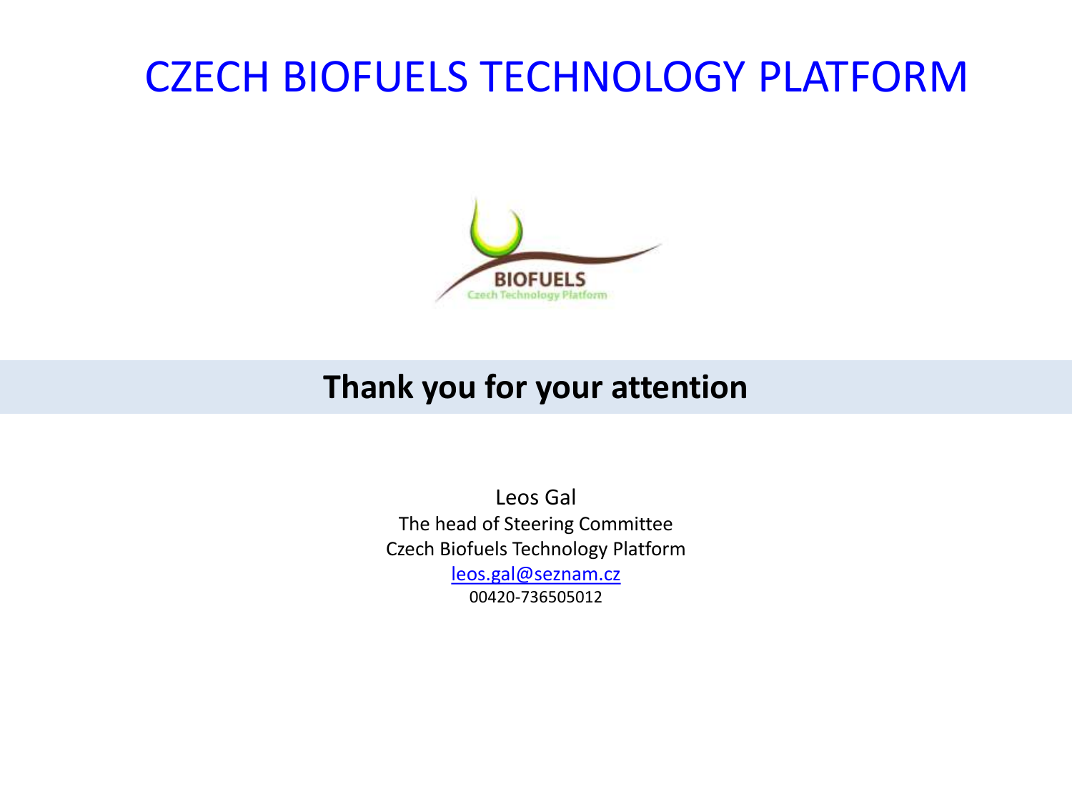# CZECH BIOFUELS TECHNOLOGY PLATFORM

BIOFUELS
Czech Technology Platform

**Thank you for your attention**

Leos Gal
The head of Steering Committee
Czech Biofuels Technology Platform
leos.gal@seznam.cz
00420-736505012